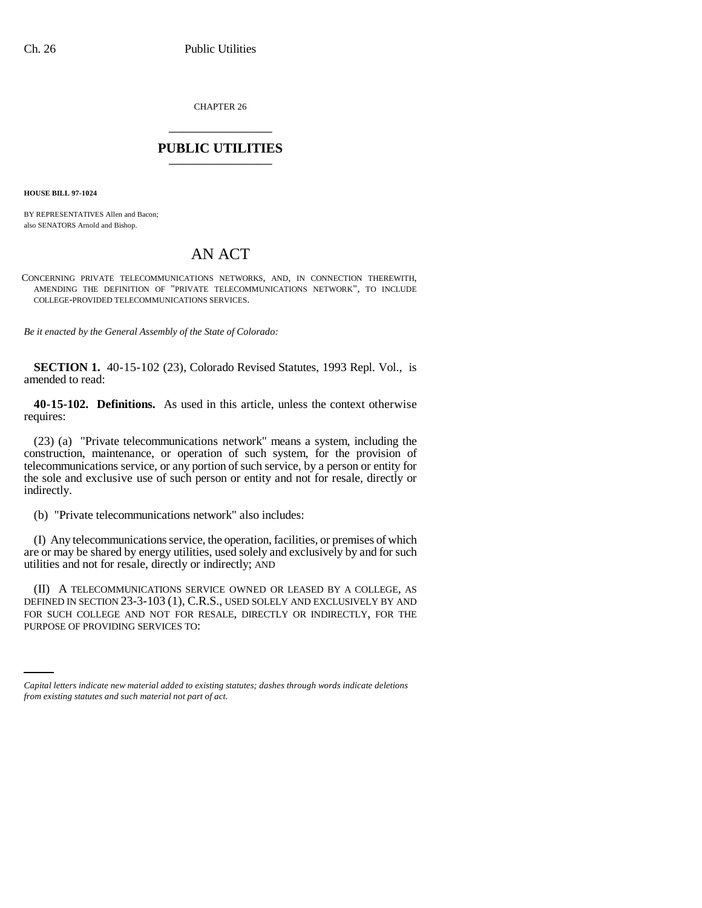CHAPTER 26

# PUBLIC UTILITIES

**HOUSE BILL 97-1024**

BY REPRESENTATIVES Allen and Bacon;
also SENATORS Arnold and Bishop.

## AN ACT

CONCERNING PRIVATE TELECOMMUNICATIONS NETWORKS, AND, IN CONNECTION THEREWITH, AMENDING THE DEFINITION OF "PRIVATE TELECOMMUNICATIONS NETWORK", TO INCLUDE COLLEGE-PROVIDED TELECOMMUNICATIONS SERVICES.

*Be it enacted by the General Assembly of the State of Colorado:*

**SECTION 1.** 40-15-102 (23), Colorado Revised Statutes, 1993 Repl. Vol., is amended to read:

**40-15-102. Definitions.** As used in this article, unless the context otherwise requires:

(23) (a) "Private telecommunications network" means a system, including the construction, maintenance, or operation of such system, for the provision of telecommunications service, or any portion of such service, by a person or entity for the sole and exclusive use of such person or entity and not for resale, directly or indirectly.

(b) "Private telecommunications network" also includes:

(I) Any telecommunications service, the operation, facilities, or premises of which are or may be shared by energy utilities, used solely and exclusively by and for such utilities and not for resale, directly or indirectly; AND

(II) A TELECOMMUNICATIONS SERVICE OWNED OR LEASED BY A COLLEGE, AS DEFINED IN SECTION 23-3-103 (1), C.R.S., USED SOLELY AND EXCLUSIVELY BY AND FOR SUCH COLLEGE AND NOT FOR RESALE, DIRECTLY OR INDIRECTLY, FOR THE PURPOSE OF PROVIDING SERVICES TO:

*Capital letters indicate new material added to existing statutes; dashes through words indicate deletions from existing statutes and such material not part of act.*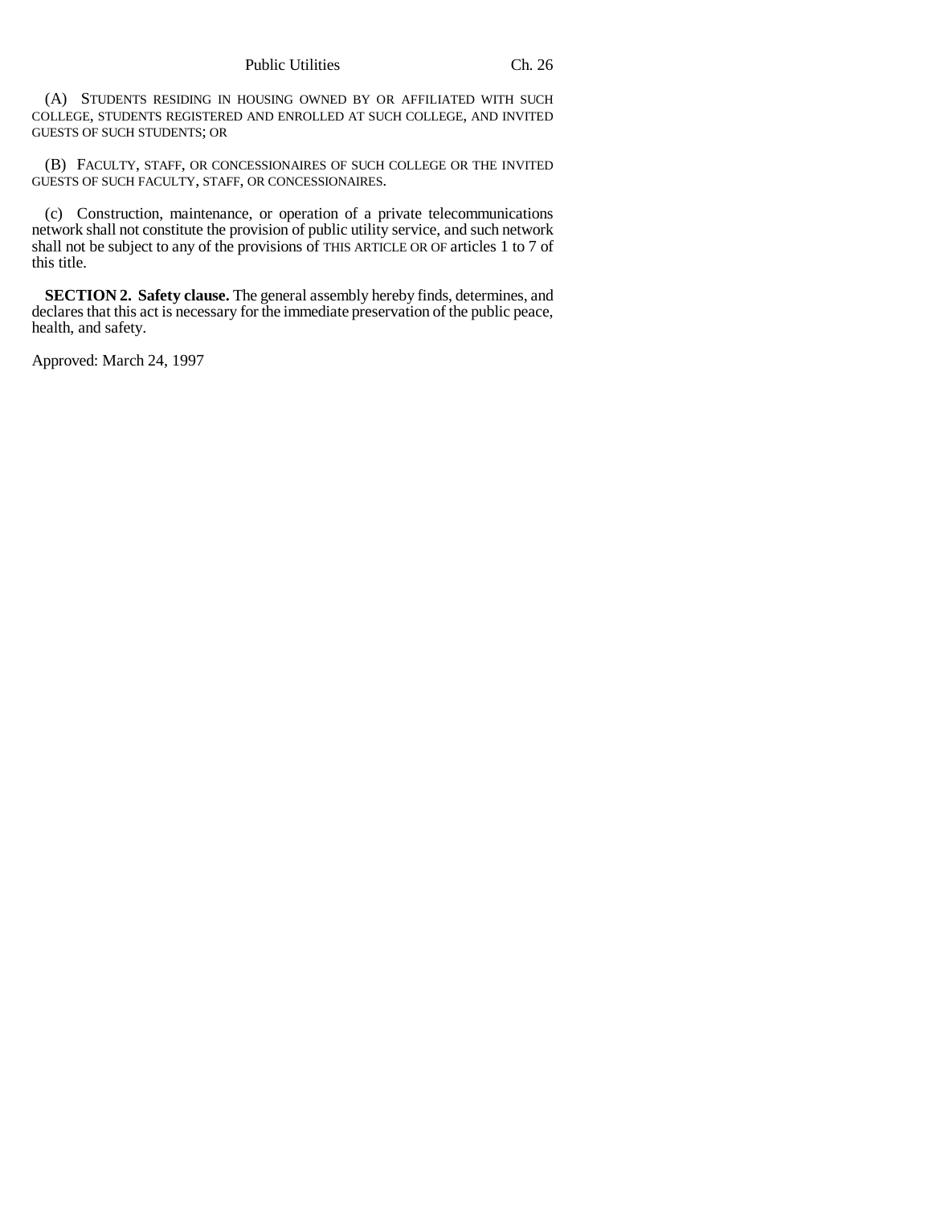(A) STUDENTS RESIDING IN HOUSING OWNED BY OR AFFILIATED WITH SUCH COLLEGE, STUDENTS REGISTERED AND ENROLLED AT SUCH COLLEGE, AND INVITED GUESTS OF SUCH STUDENTS; OR

(B) FACULTY, STAFF, OR CONCESSIONAIRES OF SUCH COLLEGE OR THE INVITED GUESTS OF SUCH FACULTY, STAFF, OR CONCESSIONAIRES.

(c) Construction, maintenance, or operation of a private telecommunications network shall not constitute the provision of public utility service, and such network shall not be subject to any of the provisions of THIS ARTICLE OR OF articles 1 to 7 of this title.

**SECTION 2. Safety clause.** The general assembly hereby finds, determines, and declares that this act is necessary for the immediate preservation of the public peace, health, and safety.

Approved: March 24, 1997